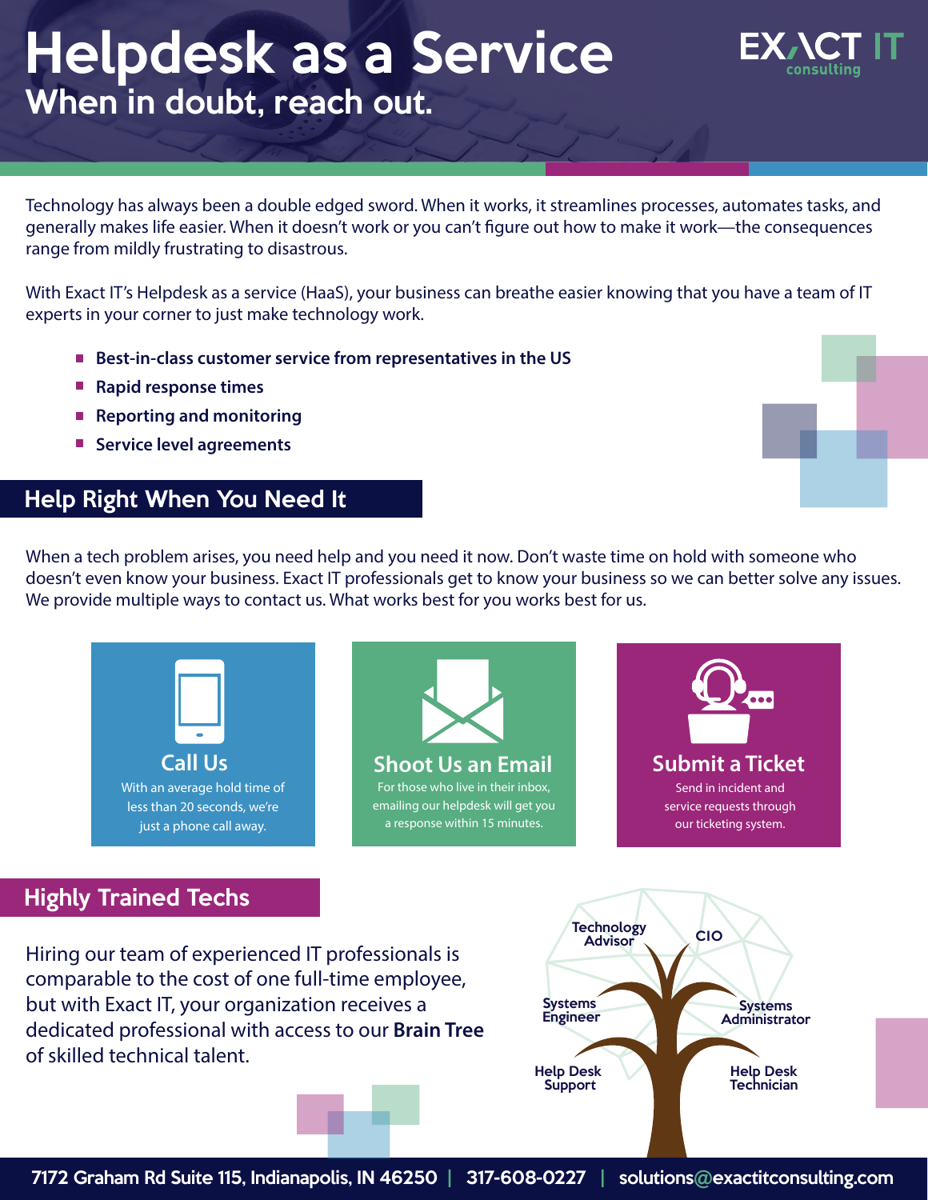# Helpdesk as a Service

## When in doubt, reach out.

EXACT IT consulting

Technology has always been a double edged sword. When it works, it streamlines processes, automates tasks, and generally makes life easier. When it doesn't work or you can't figure out how to make it work—the consequences range from mildly frustrating to disastrous.

With Exact IT's Helpdesk as a service (HaaS), your business can breathe easier knowing that you have a team of IT experts in your corner to just make technology work.

- **Best-in-class customer service from representatives in the US**
- **Rapid response times**
- **Reporting and monitoring**
- **Service level agreements**

## Help Right When You Need It

When a tech problem arises, you need help and you need it now. Don't waste time on hold with someone who doesn't even know your business. Exact IT professionals get to know your business so we can better solve any issues. We provide multiple ways to contact us. What works best for you works best for us.

### Call Us

With an average hold time of less than 20 seconds, we're just a phone call away.

### Shoot Us an Email

For those who live in their inbox, emailing our helpdesk will get you a response within 15 minutes.

### Submit a Ticket

Send in incident and service requests through our ticketing system.

## Highly Trained Techs

Hiring our team of experienced IT professionals is comparable to the cost of one full-time employee, but with Exact IT, your organization receives a dedicated professional with access to our **Brain Tree** of skilled technical talent.

Technology Advisor
CIO
Systems Engineer
Systems Administrator
Help Desk Support
Help Desk Technician

7172 Graham Rd Suite 115, Indianapolis, IN 46250 | 317-608-0227 | solutions@exactitconsulting.com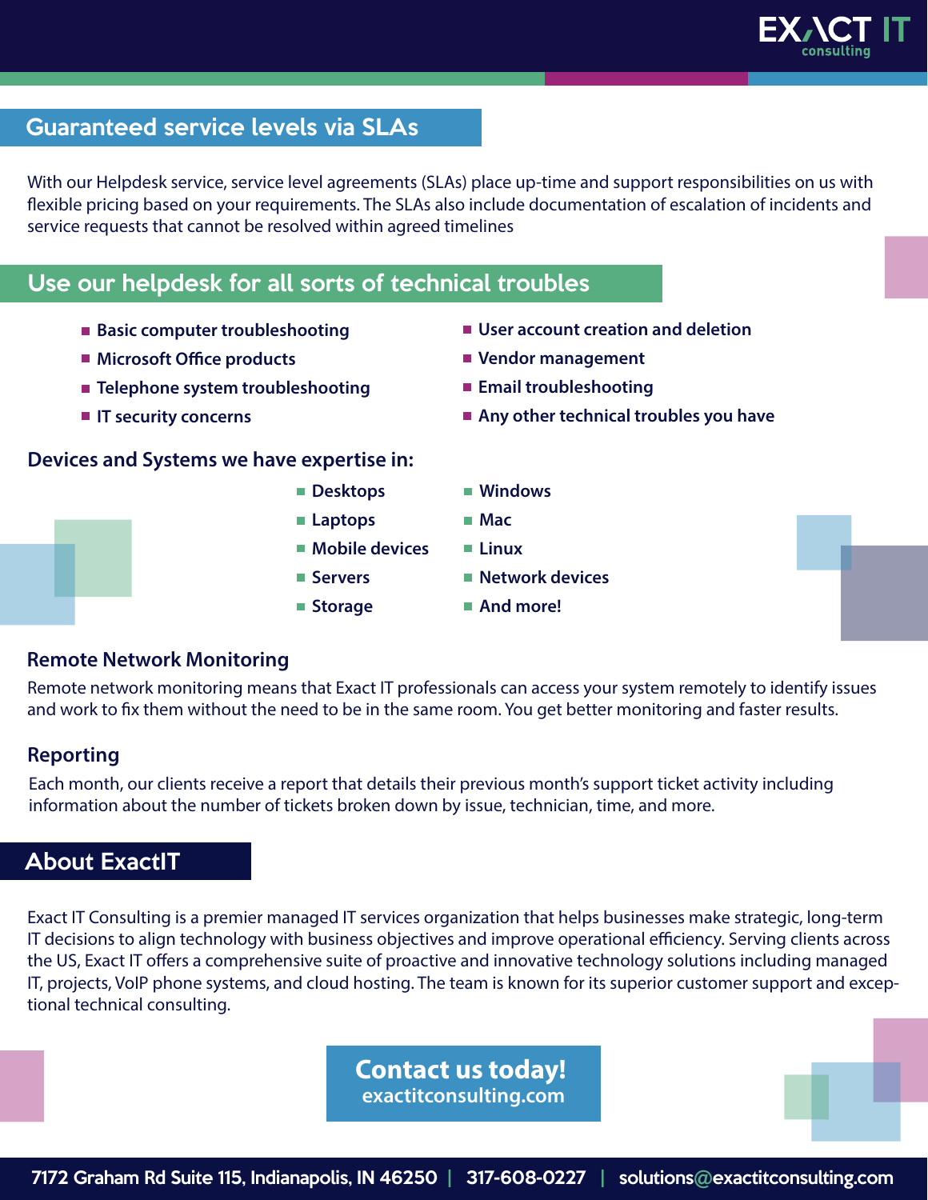## Guaranteed service levels via SLAs

With our Helpdesk service, service level agreements (SLAs) place up-time and support responsibilities on us with flexible pricing based on your requirements. The SLAs also include documentation of escalation of incidents and service requests that cannot be resolved within agreed timelines

## Use our helpdesk for all sorts of technical troubles

- Basic computer troubleshooting
- Microsoft Office products
- Telephone system troubleshooting
- IT security concerns
- User account creation and deletion
- Vendor management
- Email troubleshooting
- Any other technical troubles you have

### Devices and Systems we have expertise in:

- Desktops
- Laptops
- Mobile devices
- Servers
- Storage
- Windows
- Mac
- Linux
- Network devices
- And more!

### Remote Network Monitoring

Remote network monitoring means that Exact IT professionals can access your system remotely to identify issues and work to fix them without the need to be in the same room. You get better monitoring and faster results.

### Reporting

Each month, our clients receive a report that details their previous month's support ticket activity including information about the number of tickets broken down by issue, technician, time, and more.

## About ExactIT

Exact IT Consulting is a premier managed IT services organization that helps businesses make strategic, long-term IT decisions to align technology with business objectives and improve operational efficiency. Serving clients across the US, Exact IT offers a comprehensive suite of proactive and innovative technology solutions including managed IT, projects, VoIP phone systems, and cloud hosting. The team is known for its superior customer support and exceptional technical consulting.

**Contact us today!**
**exactitconsulting.com**

7172 Graham Rd Suite 115, Indianapolis, IN 46250 | 317-608-0227 | solutions@exactitconsulting.com